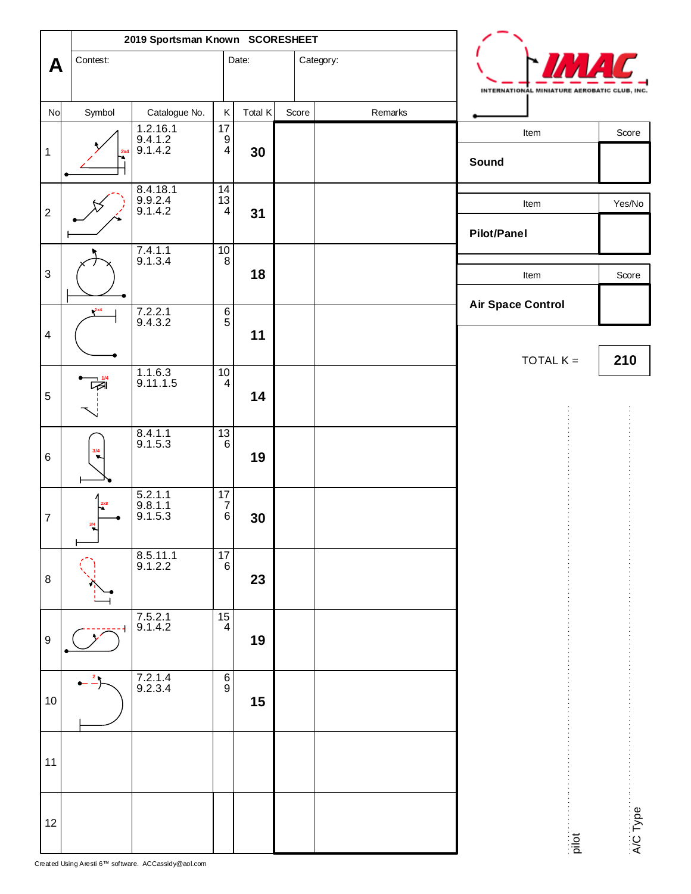# A — 2019 Sportsman Known SCORESHEET

Contest: | Date: | Category:

INTERNATIONAL MINIATURE AEROBATIC CLUB, INC.

| No | Symbol | Catalogue No. | K | Total K | Score | Remarks |
|---|---|---|---|---|---|---|
| 1 | | 1.2.16.1<br>9.4.1.2<br>9.1.4.2 | 17<br>9<br>4 | **30** | | |
| 2 | | 8.4.18.1<br>9.9.2.4<br>9.1.4.2 | 14<br>13<br>4 | **31** | | |
| 3 | | 7.4.1.1<br>9.1.3.4 | 10<br>8 | **18** | | |
| 4 | | 7.2.2.1<br>9.4.3.2 | 6<br>5 | **11** | | |
| 5 | | 1.1.6.3<br>9.11.1.5 | 10<br>4 | **14** | | |
| 6 | | 8.4.1.1<br>9.1.5.3 | 13<br>6 | **19** | | |
| 7 | | 5.2.1.1<br>9.8.1.1<br>9.1.5.3 | 17<br>7<br>6 | **30** | | |
| 8 | | 8.5.11.1<br>9.1.2.2 | 17<br>6 | **23** | | |
| 9 | | 7.5.2.1<br>9.1.4.2 | 15<br>4 | **19** | | |
| 10 | | 7.2.1.4<br>9.2.3.4 | 6<br>9 | **15** | | |
| 11 | | | | | | |
| 12 | | | | | | |

| Item | Score |
|---|---|
| **Sound** | |

| Item | Yes/No |
|---|---|
| **Pilot/Panel** | |

| Item | Score |
|---|---|
| **Air Space Control** | |

TOTAL K = **210**

pilot

A/C Type

Created Using Aresti 6™ software. ACCassidy@aol.com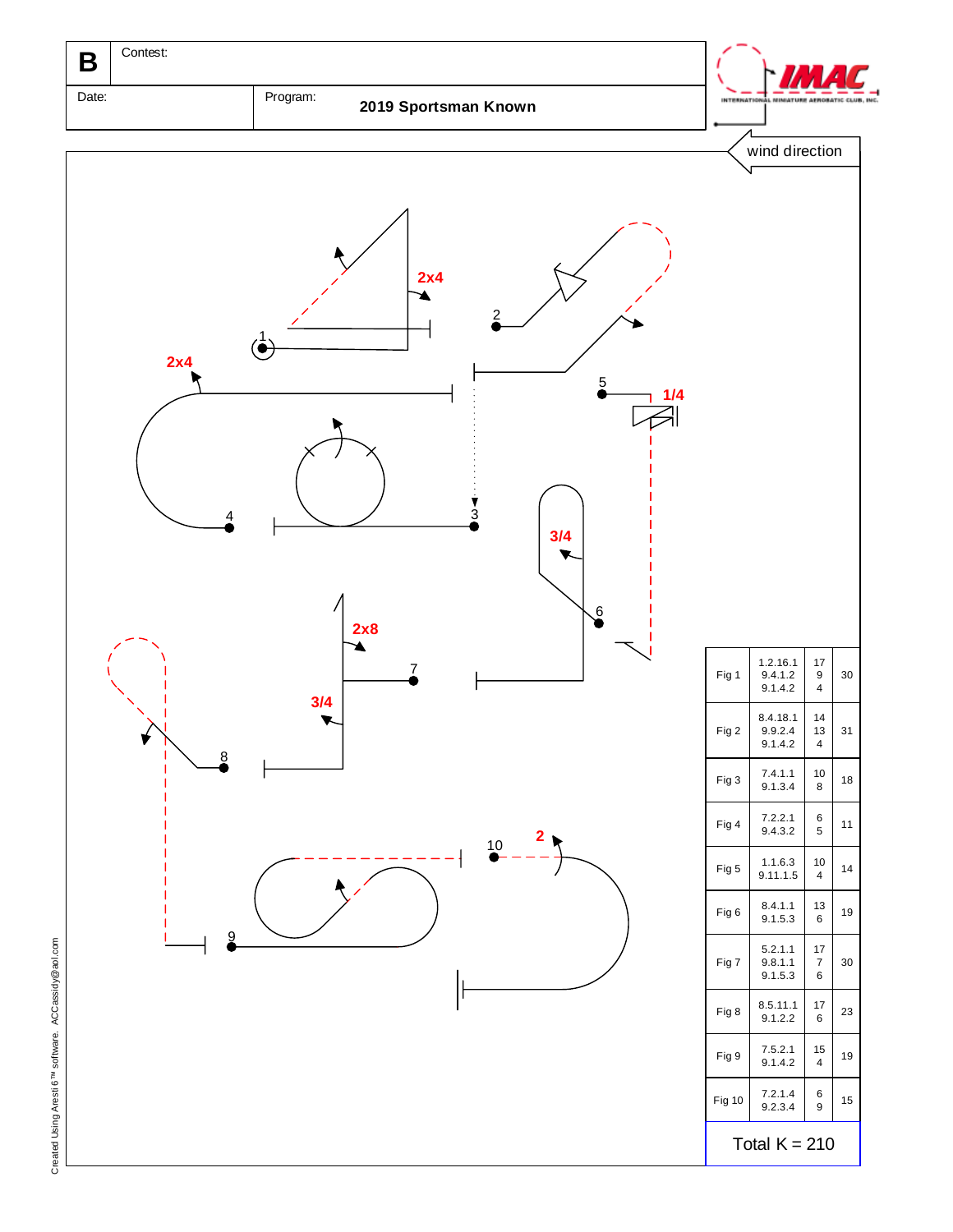| B | Contest: |
|---|---|
| Date: | Program: 2019 Sportsman Known |

IMAC
INTERNATIONAL MINIATURE AEROBATIC CLUB, INC.

wind direction

2x4

2x4

1/4

3/4

2x8

3/4

2

| | | | |
|---|---|---|---|
| Fig 1 | 1.2.16.1<br>9.4.1.2<br>9.1.4.2 | 17<br>9<br>4 | 30 |
| Fig 2 | 8.4.18.1<br>9.9.2.4<br>9.1.4.2 | 14<br>13<br>4 | 31 |
| Fig 3 | 7.4.1.1<br>9.1.3.4 | 10<br>8 | 18 |
| Fig 4 | 7.2.2.1<br>9.4.3.2 | 6<br>5 | 11 |
| Fig 5 | 1.1.6.3<br>9.11.1.5 | 10<br>4 | 14 |
| Fig 6 | 8.4.1.1<br>9.1.5.3 | 13<br>6 | 19 |
| Fig 7 | 5.2.1.1<br>9.8.1.1<br>9.1.5.3 | 17<br>7<br>6 | 30 |
| Fig 8 | 8.5.11.1<br>9.1.2.2 | 17<br>6 | 23 |
| Fig 9 | 7.5.2.1<br>9.1.4.2 | 15<br>4 | 19 |
| Fig 10 | 7.2.1.4<br>9.2.3.4 | 6<br>9 | 15 |

Total K = 210

Created Using Aresti 6™ software. ACCassidy@aol.com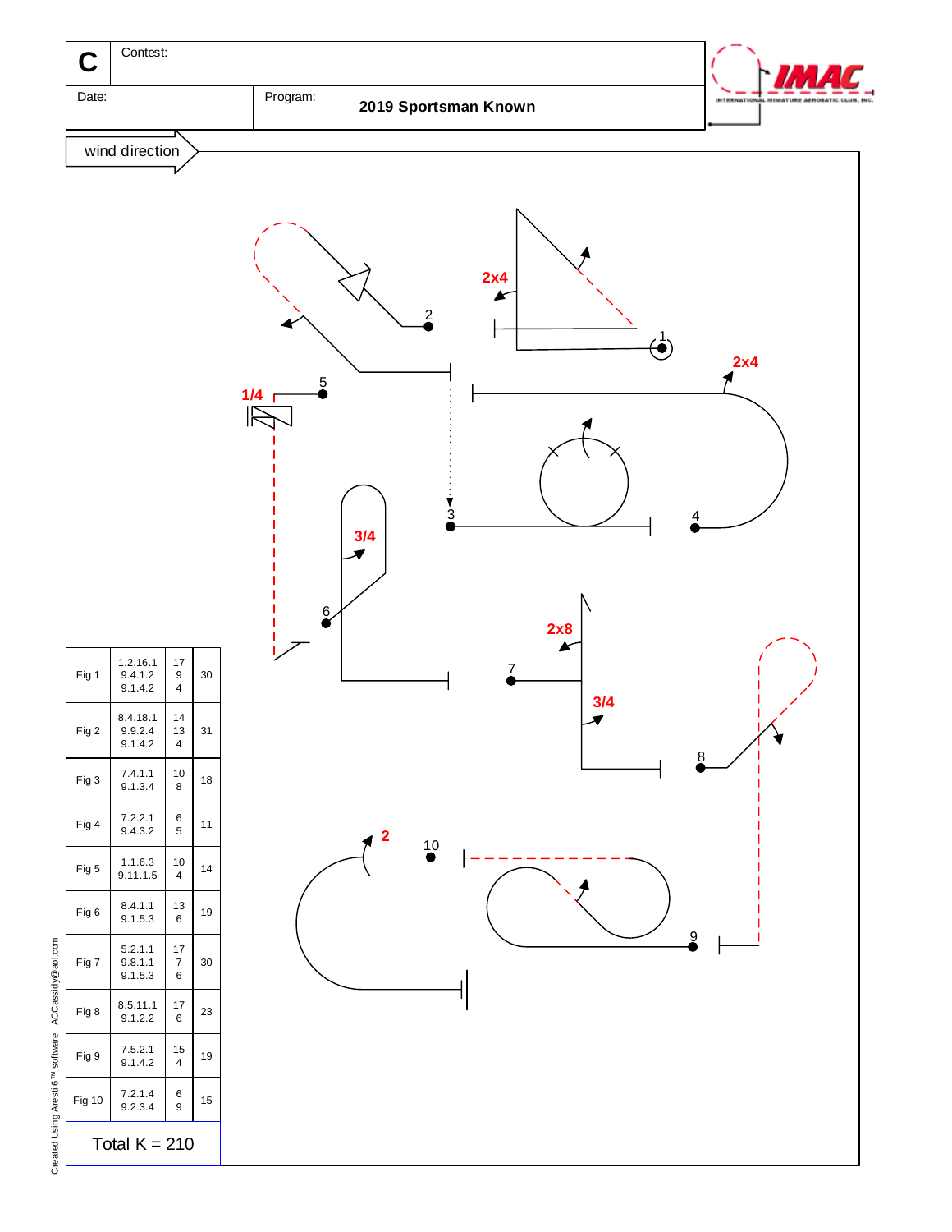| C | Contest: |
|---|---|
| Date: | Program: **2019 Sportsman Known** |

IMAC
INTERNATIONAL MINIATURE AEROBATIC CLUB, INC.

wind direction

2x4
1
2
2x4
5
1/4
3
4
3/4
6
2x8
7
3/4
8
2
10
9

| | | | |
|---|---|---|---|
| Fig 1 | 1.2.16.1<br>9.4.1.2<br>9.1.4.2 | 17<br>9<br>4 | 30 |
| Fig 2 | 8.4.18.1<br>9.9.2.4<br>9.1.4.2 | 14<br>13<br>4 | 31 |
| Fig 3 | 7.4.1.1<br>9.1.3.4 | 10<br>8 | 18 |
| Fig 4 | 7.2.2.1<br>9.4.3.2 | 6<br>5 | 11 |
| Fig 5 | 1.1.6.3<br>9.11.1.5 | 10<br>4 | 14 |
| Fig 6 | 8.4.1.1<br>9.1.5.3 | 13<br>6 | 19 |
| Fig 7 | 5.2.1.1<br>9.8.1.1<br>9.1.5.3 | 17<br>7<br>6 | 30 |
| Fig 8 | 8.5.11.1<br>9.1.2.2 | 17<br>6 | 23 |
| Fig 9 | 7.5.2.1<br>9.1.4.2 | 15<br>4 | 19 |
| Fig 10 | 7.2.1.4<br>9.2.3.4 | 6<br>9 | 15 |

Total K = 210

Created Using Aresti 6™ software. ACCassidy@aol.com